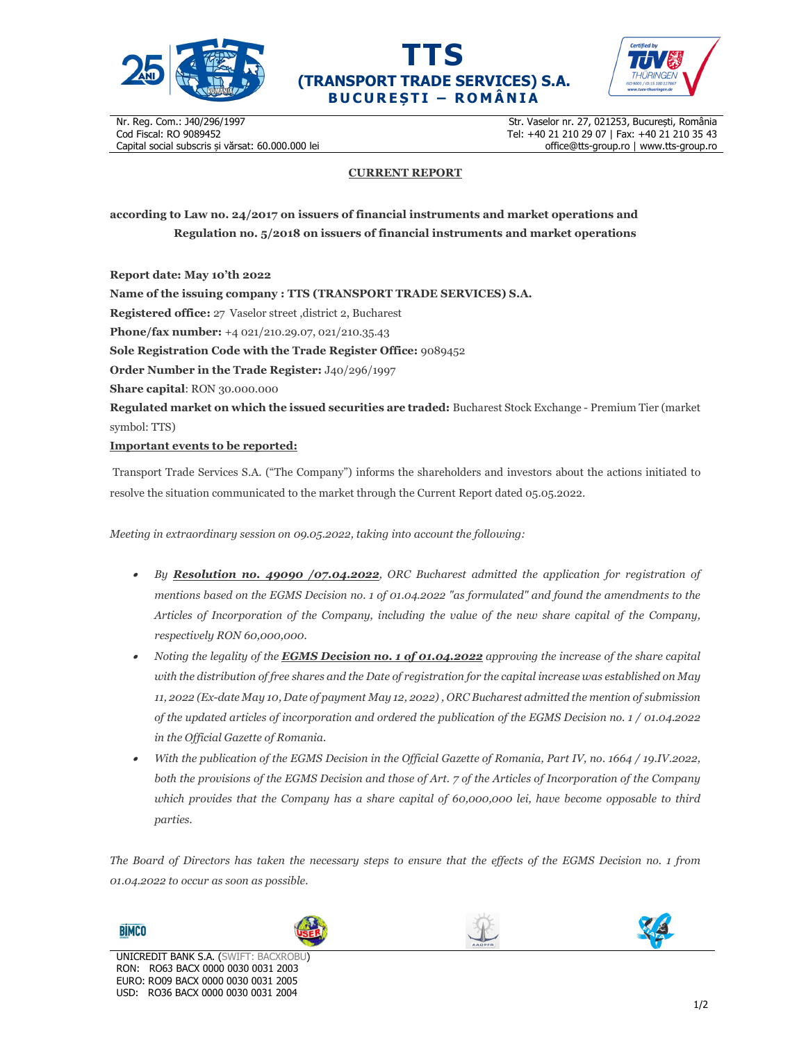**TTS**
**(TRANSPORT TRADE SERVICES) S.A.**
**BUCUREȘTI – ROMÂNIA**

Nr. Reg. Com.: J40/296/1997
Cod Fiscal: RO 9089452
Capital social subscris și vărsat: 60.000.000 lei

Str. Vaselor nr. 27, 021253, București, România
Tel: +40 21 210 29 07 | Fax: +40 21 210 35 43
office@tts-group.ro | www.tts-group.ro

**CURRENT REPORT**

**according to Law no. 24/2017 on issuers of financial instruments and market operations and Regulation no. 5/2018 on issuers of financial instruments and market operations**

**Report date: May 10'th 2022**
**Name of the issuing company : TTS (TRANSPORT TRADE SERVICES) S.A.**
**Registered office:** 27 Vaselor street ,district 2, Bucharest
**Phone/fax number:** +4 021/210.29.07, 021/210.35.43
**Sole Registration Code with the Trade Register Office:** 9089452
**Order Number in the Trade Register:** J40/296/1997
**Share capital**: RON 30.000.000
**Regulated market on which the issued securities are traded:** Bucharest Stock Exchange - Premium Tier (market symbol: TTS)
**Important events to be reported:**

Transport Trade Services S.A. ("The Company") informs the shareholders and investors about the actions initiated to resolve the situation communicated to the market through the Current Report dated 05.05.2022.

*Meeting in extraordinary session on 09.05.2022, taking into account the following:*

- *By **Resolution no. 49090 /07.04.2022**, ORC Bucharest admitted the application for registration of mentions based on the EGMS Decision no. 1 of 01.04.2022 "as formulated" and found the amendments to the Articles of Incorporation of the Company, including the value of the new share capital of the Company, respectively RON 60,000,000.*
- *Noting the legality of the **EGMS Decision no. 1 of 01.04.2022** approving the increase of the share capital with the distribution of free shares and the Date of registration for the capital increase was established on May 11, 2022 (Ex-date May 10, Date of payment May 12, 2022) , ORC Bucharest admitted the mention of submission of the updated articles of incorporation and ordered the publication of the EGMS Decision no. 1 / 01.04.2022 in the Official Gazette of Romania.*
- *With the publication of the EGMS Decision in the Official Gazette of Romania, Part IV, no. 1664 / 19.IV.2022, both the provisions of the EGMS Decision and those of Art. 7 of the Articles of Incorporation of the Company which provides that the Company has a share capital of 60,000,000 lei, have become opposable to third parties.*

*The Board of Directors has taken the necessary steps to ensure that the effects of the EGMS Decision no. 1 from 01.04.2022 to occur as soon as possible.*

UNICREDIT BANK S.A. (SWIFT: BACXROBU)
RON: RO63 BACX 0000 0030 0031 2003
EURO: RO09 BACX 0000 0030 0031 2005
USD: RO36 BACX 0000 0030 0031 2004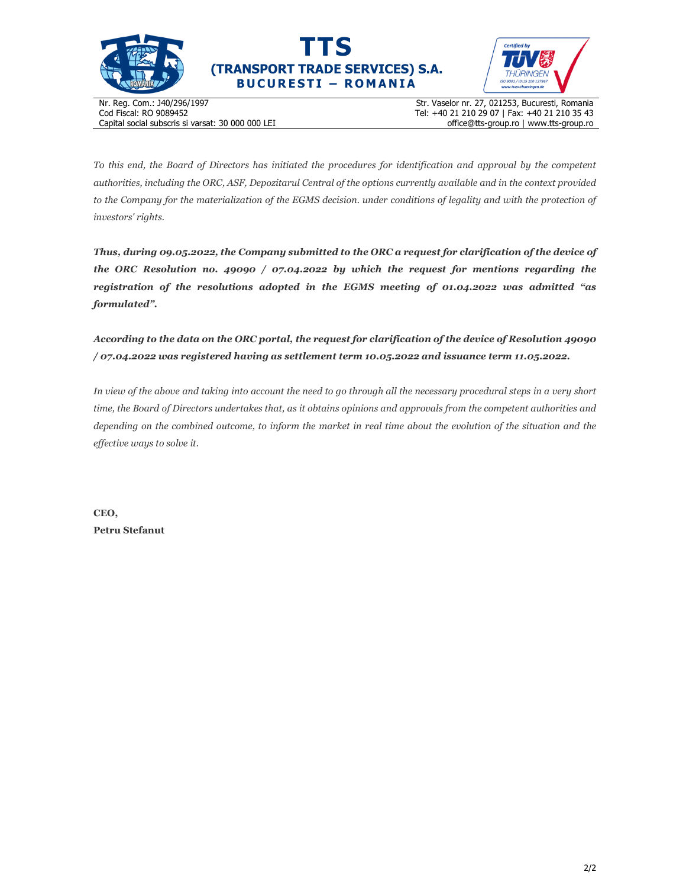*To this end, the Board of Directors has initiated the procedures for identification and approval by the competent authorities, including the ORC, ASF, Depozitarul Central of the options currently available and in the context provided to the Company for the materialization of the EGMS decision. under conditions of legality and with the protection of investors' rights.*

***Thus, during 09.05.2022, the Company submitted to the ORC a request for clarification of the device of the ORC Resolution no. 49090 / 07.04.2022 by which the request for mentions regarding the registration of the resolutions adopted in the EGMS meeting of 01.04.2022 was admitted "as formulated".***

***According to the data on the ORC portal, the request for clarification of the device of Resolution 49090 / 07.04.2022 was registered having as settlement term 10.05.2022 and issuance term 11.05.2022.***

*In view of the above and taking into account the need to go through all the necessary procedural steps in a very short time, the Board of Directors undertakes that, as it obtains opinions and approvals from the competent authorities and depending on the combined outcome, to inform the market in real time about the evolution of the situation and the effective ways to solve it.*

**CEO,**
**Petru Stefanut**